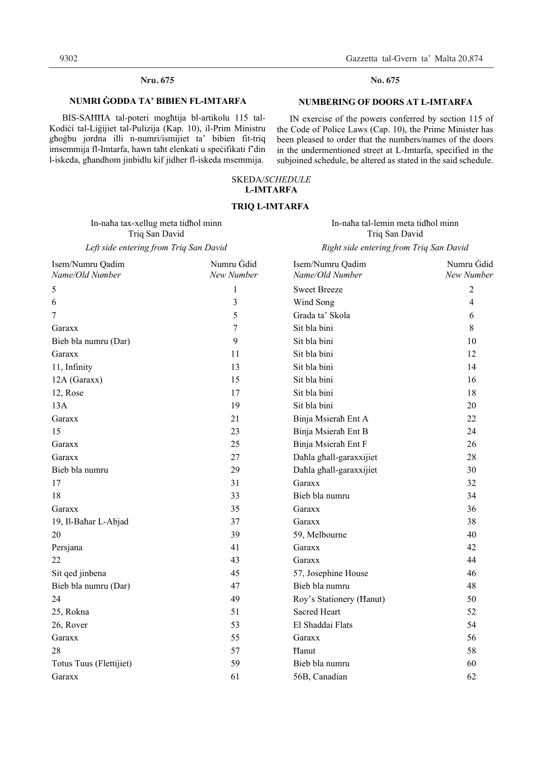**Nru. 675**

## NUMRI ĠODDA TA' BIBIEN FL-IMTARFA

BIS-SAĦĦA tal-poteri mogħtija bl-artikolu 115 tal-Kodiċi tal-Liġijiet tal-Pulizija (Kap. 10), il-Prim Ministru għoġbu jordna illi n-numri/ismijiet ta' bibien fit-triq imsemmija fl-Imtarfa, hawn taħt elenkati u speċifikati f'din l-iskeda, għandhom jinbidlu kif jidher fl-iskeda msemmija.

**No. 675**

## NUMBERING OF DOORS AT L-IMTARFA

IN exercise of the powers conferred by section 115 of the Code of Police Laws (Cap. 10), the Prime Minister has been pleased to order that the numbers/names of the doors in the undermentioned street at L-Imtarfa, specified in the subjoined schedule, be altered as stated in the said schedule.

SKEDA/*SCHEDULE*

**L-IMTARFA**

**TRIQ L-IMTARFA**

In-naħa tax-xellug meta tidħol minn Triq San David

*Left side entering from Triq San David*

| Isem/Numru Qadim *Name/Old Number* | Numru Ġdid *New Number* |
|---|---|
| 5 | 1 |
| 6 | 3 |
| 7 | 5 |
| Garaxx | 7 |
| Bieb bla numru (Dar) | 9 |
| Garaxx | 11 |
| 11, Infinity | 13 |
| 12A (Garaxx) | 15 |
| 12, Rose | 17 |
| 13A | 19 |
| Garaxx | 21 |
| 15 | 23 |
| Garaxx | 25 |
| Garaxx | 27 |
| Bieb bla numru | 29 |
| 17 | 31 |
| 18 | 33 |
| Garaxx | 35 |
| 19, Il-Baħar L-Abjad | 37 |
| 20 | 39 |
| Persjana | 41 |
| 22 | 43 |
| Sit qed jinbena | 45 |
| Bieb bla numru (Dar) | 47 |
| 24 | 49 |
| 25, Rokna | 51 |
| 26, Rover | 53 |
| Garaxx | 55 |
| 28 | 57 |
| Totus Tuus (Flettijiet) | 59 |
| Garaxx | 61 |

In-naħa tal-lemin meta tidħol minn Triq San David

*Right side entering from Triq San David*

| Isem/Numru Qadim *Name/Old Number* | Numru Ġdid *New Number* |
|---|---|
| Sweet Breeze | 2 |
| Wind Song | 4 |
| Grada ta' Skola | 6 |
| Sit bla bini | 8 |
| Sit bla bini | 10 |
| Sit bla bini | 12 |
| Sit bla bini | 14 |
| Sit bla bini | 16 |
| Sit bla bini | 18 |
| Sit bla bini | 20 |
| Binja Msieraħ Ent A | 22 |
| Binja Msieraħ Ent B | 24 |
| Binja Msieraħ Ent F | 26 |
| Daħla għall-garaxxijiet | 28 |
| Daħla għall-garaxxijiet | 30 |
| Garaxx | 32 |
| Bieb bla numru | 34 |
| Garaxx | 36 |
| Garaxx | 38 |
| 59, Melbourne | 40 |
| Garaxx | 42 |
| Garaxx | 44 |
| 57, Josephine House | 46 |
| Bieb bla numru | 48 |
| Roy's Stationery (Ħanut) | 50 |
| Sacred Heart | 52 |
| El Shaddai Flats | 54 |
| Garaxx | 56 |
| Ħanut | 58 |
| Bieb bla numru | 60 |
| 56B, Canadian | 62 |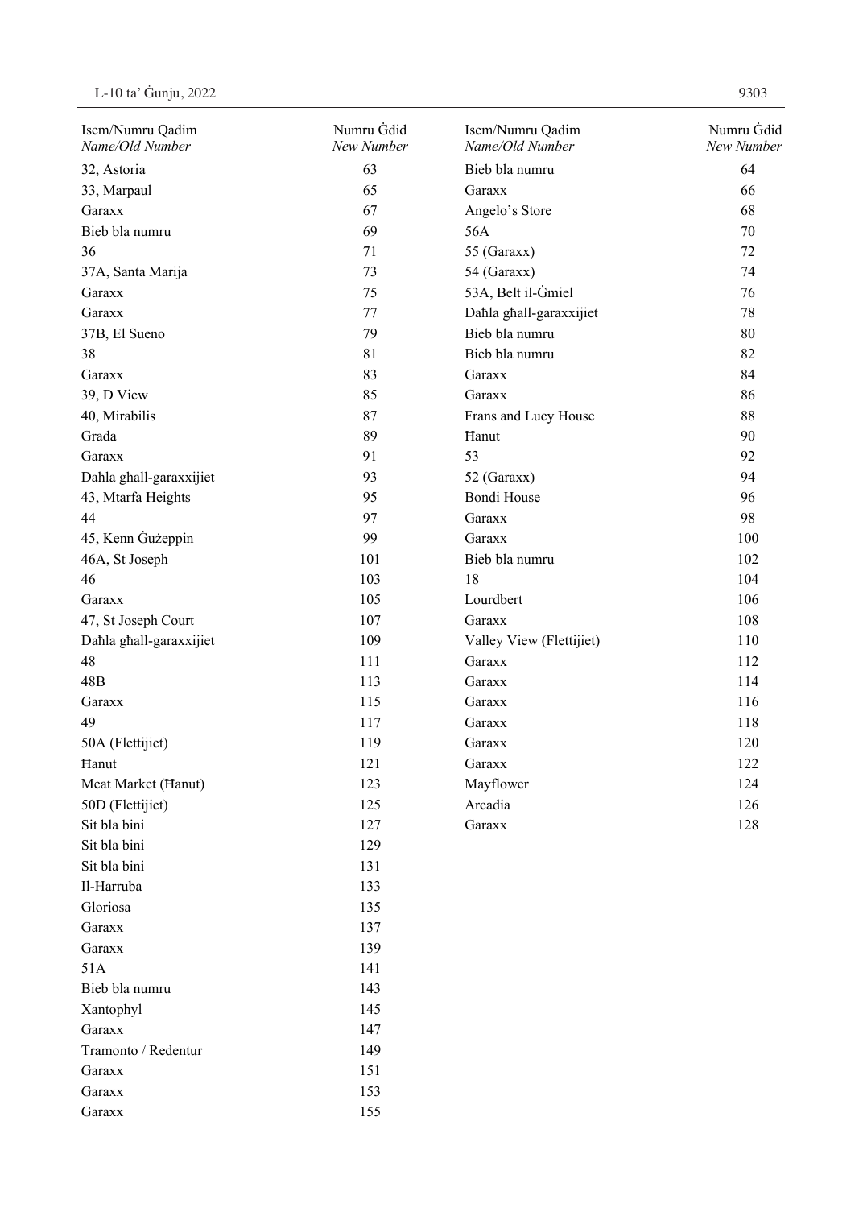| Isem/Numru Qadim *Name/Old Number* | Numru Ġdid *New Number* |
|---|---|
| 32, Astoria | 63 |
| 33, Marpaul | 65 |
| Garaxx | 67 |
| Bieb bla numru | 69 |
| 36 | 71 |
| 37A, Santa Marija | 73 |
| Garaxx | 75 |
| Garaxx | 77 |
| 37B, El Sueno | 79 |
| 38 | 81 |
| Garaxx | 83 |
| 39, D View | 85 |
| 40, Mirabilis | 87 |
| Grada | 89 |
| Garaxx | 91 |
| Daħla għall-garaxxijiet | 93 |
| 43, Mtarfa Heights | 95 |
| 44 | 97 |
| 45, Kenn Ġużeppin | 99 |
| 46A, St Joseph | 101 |
| 46 | 103 |
| Garaxx | 105 |
| 47, St Joseph Court | 107 |
| Daħla għall-garaxxijiet | 109 |
| 48 | 111 |
| 48B | 113 |
| Garaxx | 115 |
| 49 | 117 |
| 50A (Flettijiet) | 119 |
| Ħanut | 121 |
| Meat Market (Ħanut) | 123 |
| 50D (Flettijiet) | 125 |
| Sit bla bini | 127 |
| Sit bla bini | 129 |
| Sit bla bini | 131 |
| Il-Ħarruba | 133 |
| Gloriosa | 135 |
| Garaxx | 137 |
| Garaxx | 139 |
| 51A | 141 |
| Bieb bla numru | 143 |
| Xantophyl | 145 |
| Garaxx | 147 |
| Tramonto / Redentur | 149 |
| Garaxx | 151 |
| Garaxx | 153 |
| Garaxx | 155 |

| Isem/Numru Qadim *Name/Old Number* | Numru Ġdid *New Number* |
|---|---|
| Bieb bla numru | 64 |
| Garaxx | 66 |
| Angelo's Store | 68 |
| 56A | 70 |
| 55 (Garaxx) | 72 |
| 54 (Garaxx) | 74 |
| 53A, Belt il-Ġmiel | 76 |
| Daħla għall-garaxxijiet | 78 |
| Bieb bla numru | 80 |
| Bieb bla numru | 82 |
| Garaxx | 84 |
| Garaxx | 86 |
| Frans and Lucy House | 88 |
| Ħanut | 90 |
| 53 | 92 |
| 52 (Garaxx) | 94 |
| Bondi House | 96 |
| Garaxx | 98 |
| Garaxx | 100 |
| Bieb bla numru | 102 |
| 18 | 104 |
| Lourdbert | 106 |
| Garaxx | 108 |
| Valley View (Flettijiet) | 110 |
| Garaxx | 112 |
| Garaxx | 114 |
| Garaxx | 116 |
| Garaxx | 118 |
| Garaxx | 120 |
| Garaxx | 122 |
| Mayflower | 124 |
| Arcadia | 126 |
| Garaxx | 128 |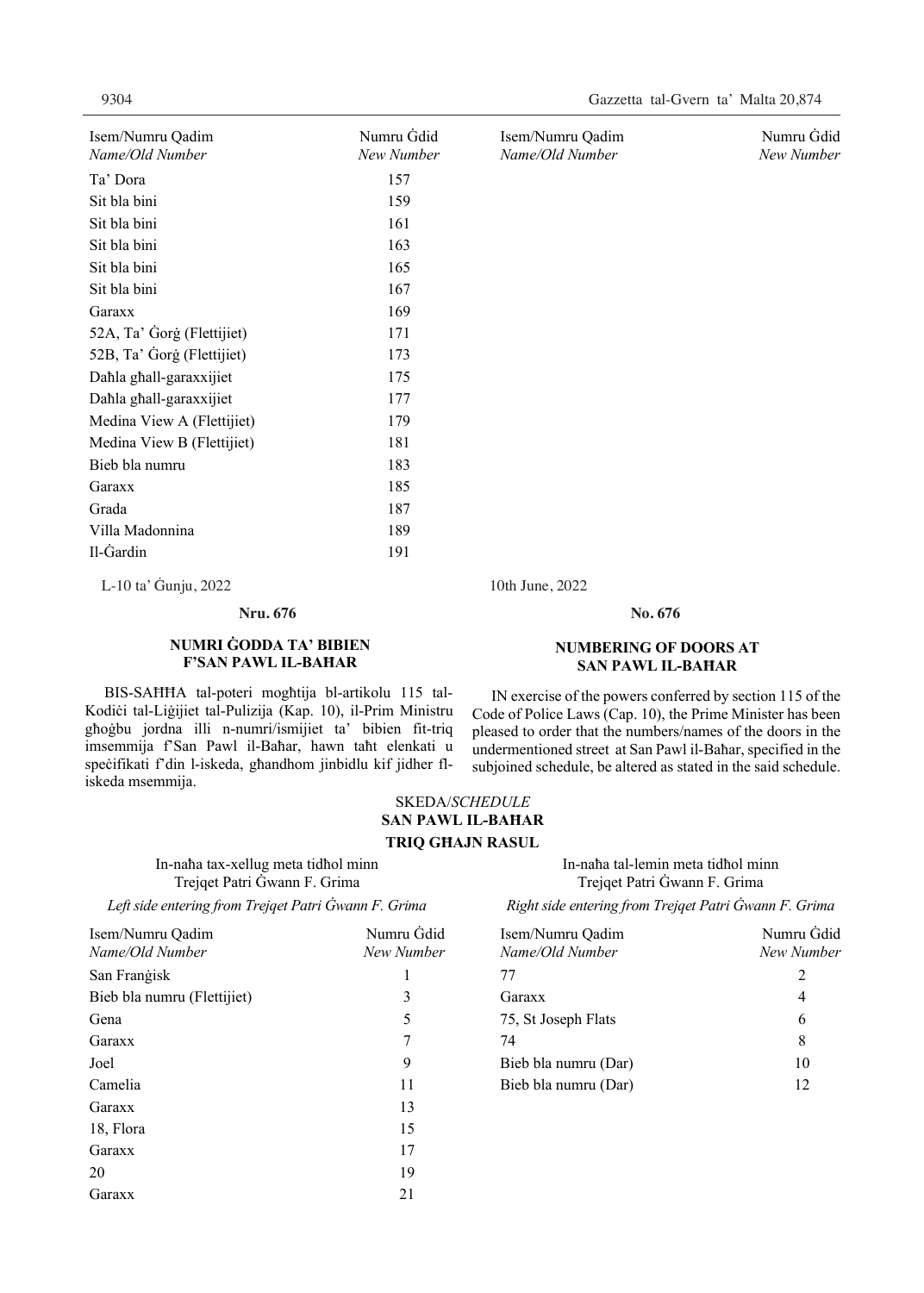| Isem/Numru Qadim<br>*Name/Old Number* | Numru Ġdid<br>*New Number* |
|---|---|
| Ta' Dora | 157 |
| Sit bla bini | 159 |
| Sit bla bini | 161 |
| Sit bla bini | 163 |
| Sit bla bini | 165 |
| Sit bla bini | 167 |
| Garaxx | 169 |
| 52A, Ta' Ġorġ (Flettijiet) | 171 |
| 52B, Ta' Ġorġ (Flettijiet) | 173 |
| Daħla għall-garaxxijiet | 175 |
| Daħla għall-garaxxijiet | 177 |
| Medina View A (Flettijiet) | 179 |
| Medina View B (Flettijiet) | 181 |
| Bieb bla numru | 183 |
| Garaxx | 185 |
| Grada | 187 |
| Villa Madonnina | 189 |
| Il-Ġardin | 191 |

L-10 ta' Ġunju, 2022

**Nru. 676**

**NUMRI ĠODDA TA' BIBIEN F'SAN PAWL IL-BAĦAR**

BIS-SAĦĦA tal-poteri mogħtija bl-artikolu 115 tal-Kodiċi tal-Liġijiet tal-Pulizija (Kap. 10), il-Prim Ministru għoġbu jordna illi n-numri/ismijiet ta' bibien fit-triq imsemmija f'San Pawl il-Baħar, hawn taħt elenkati u speċifikati f'din l-iskeda, għandhom jinbidlu kif jidher fl-iskeda msemmija.

10th June, 2022

**No. 676**

**NUMBERING OF DOORS AT SAN PAWL IL-BAĦAR**

IN exercise of the powers conferred by section 115 of the Code of Police Laws (Cap. 10), the Prime Minister has been pleased to order that the numbers/names of the doors in the undermentioned street at San Pawl il-Baħar, specified in the subjoined schedule, be altered as stated in the said schedule.

SKEDA/*SCHEDULE*

**SAN PAWL IL-BAĦAR**

**TRIQ GĦAJN RASUL**

In-naħa tax-xellug meta tidħol minn Trejqet Patri Ġwann F. Grima

*Left side entering from Trejqet Patri Ġwann F. Grima*

| Isem/Numru Qadim<br>*Name/Old Number* | Numru Ġdid<br>*New Number* |
|---|---|
| San Franġisk | 1 |
| Bieb bla numru (Flettijiet) | 3 |
| Gena | 5 |
| Garaxx | 7 |
| Joel | 9 |
| Camelia | 11 |
| Garaxx | 13 |
| 18, Flora | 15 |
| Garaxx | 17 |
| 20 | 19 |
| Garaxx | 21 |

In-naħa tal-lemin meta tidħol minn Trejqet Patri Ġwann F. Grima

*Right side entering from Trejqet Patri Ġwann F. Grima*

| Isem/Numru Qadim<br>*Name/Old Number* | Numru Ġdid<br>*New Number* |
|---|---|
| 77 | 2 |
| Garaxx | 4 |
| 75, St Joseph Flats | 6 |
| 74 | 8 |
| Bieb bla numru (Dar) | 10 |
| Bieb bla numru (Dar) | 12 |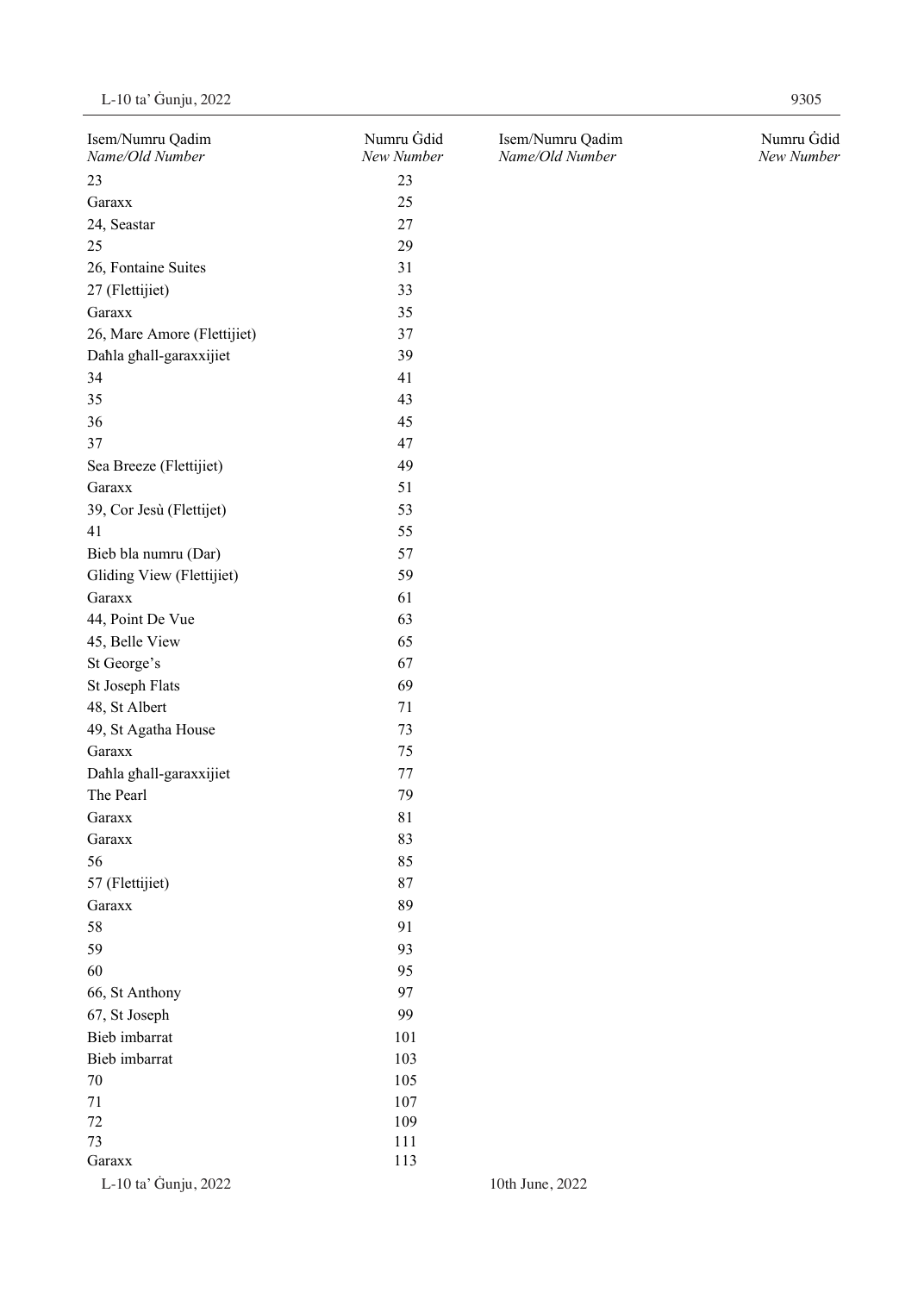| Isem/Numru Qadim *Name/Old Number* | Numru Ġdid *New Number* | Isem/Numru Qadim *Name/Old Number* | Numru Ġdid *New Number* |
|---|---|---|---|
| 23 | 23 | | |
| Garaxx | 25 | | |
| 24, Seastar | 27 | | |
| 25 | 29 | | |
| 26, Fontaine Suites | 31 | | |
| 27 (Flettijiet) | 33 | | |
| Garaxx | 35 | | |
| 26, Mare Amore (Flettijiet) | 37 | | |
| Daħla għall-garaxxijiet | 39 | | |
| 34 | 41 | | |
| 35 | 43 | | |
| 36 | 45 | | |
| 37 | 47 | | |
| Sea Breeze (Flettijiet) | 49 | | |
| Garaxx | 51 | | |
| 39, Cor Jesù (Flettijet) | 53 | | |
| 41 | 55 | | |
| Bieb bla numru (Dar) | 57 | | |
| Gliding View (Flettijiet) | 59 | | |
| Garaxx | 61 | | |
| 44, Point De Vue | 63 | | |
| 45, Belle View | 65 | | |
| St George's | 67 | | |
| St Joseph Flats | 69 | | |
| 48, St Albert | 71 | | |
| 49, St Agatha House | 73 | | |
| Garaxx | 75 | | |
| Daħla għall-garaxxijiet | 77 | | |
| The Pearl | 79 | | |
| Garaxx | 81 | | |
| Garaxx | 83 | | |
| 56 | 85 | | |
| 57 (Flettijiet) | 87 | | |
| Garaxx | 89 | | |
| 58 | 91 | | |
| 59 | 93 | | |
| 60 | 95 | | |
| 66, St Anthony | 97 | | |
| 67, St Joseph | 99 | | |
| Bieb imbarrat | 101 | | |
| Bieb imbarrat | 103 | | |
| 70 | 105 | | |
| 71 | 107 | | |
| 72 | 109 | | |
| 73 | 111 | | |
| Garaxx | 113 | | |

L-10 ta' Ġunju, 2022 10th June, 2022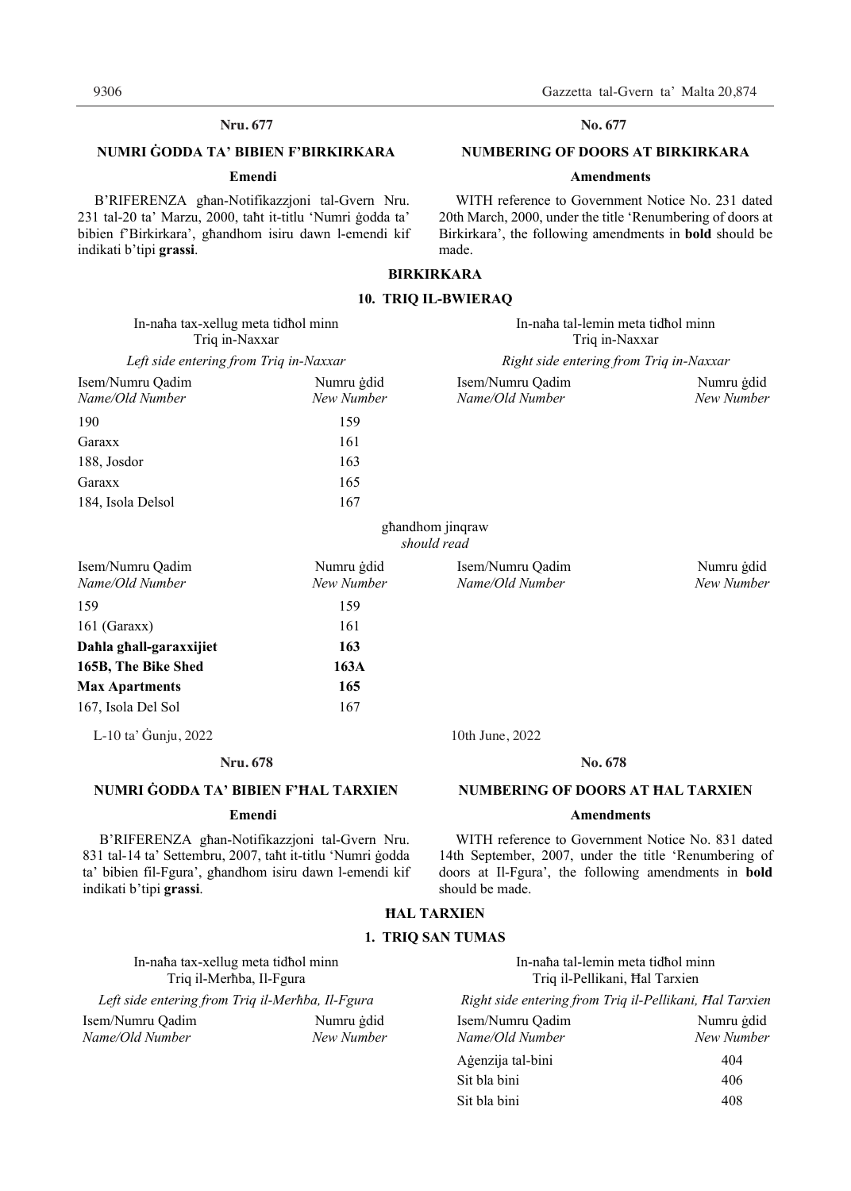**Nru. 677**

## NUMRI ĠODDA TA' BIBIEN F'BIRKIRKARA

**Emendi**

B'RIFERENZA għan-Notifikazzjoni tal-Gvern Nru. 231 tal-20 ta' Marzu, 2000, taħt it-titlu 'Numri ġodda ta' bibien f'Birkirkara', għandhom isiru dawn l-emendi kif indikati b'tipi **grassi**.

**No. 677**

## NUMBERING OF DOORS AT BIRKIRKARA

**Amendments**

WITH reference to Government Notice No. 231 dated 20th March, 2000, under the title 'Renumbering of doors at Birkirkara', the following amendments in **bold** should be made.

### BIRKIRKARA

### 10. TRIQ IL-BWIERAQ

| In-naħa tax-xellug meta tidħol minn Triq in-Naxxar<br>*Left side entering from Triq in-Naxxar* | | In-naħa tal-lemin meta tidħol minn Triq in-Naxxar<br>*Right side entering from Triq in-Naxxar* | |
|---|---|---|---|
| Isem/Numru Qadim<br>*Name/Old Number* | Numru ġdid<br>*New Number* | Isem/Numru Qadim<br>*Name/Old Number* | Numru ġdid<br>*New Number* |
| 190 | 159 | | |
| Garaxx | 161 | | |
| 188, Josdor | 163 | | |
| Garaxx | 165 | | |
| 184, Isola Delsol | 167 | | |

għandhom jinqraw
*should read*

| Isem/Numru Qadim<br>*Name/Old Number* | Numru ġdid<br>*New Number* | Isem/Numru Qadim<br>*Name/Old Number* | Numru ġdid<br>*New Number* |
|---|---|---|---|
| 159 | 159 | | |
| 161 (Garaxx) | 161 | | |
| **Daħla għall-garaxxijiet** | **163** | | |
| **165B, The Bike Shed** | **163A** | | |
| **Max Apartments** | **165** | | |
| 167, Isola Del Sol | 167 | | |

L-10 ta' Ġunju, 2022

10th June, 2022

**Nru. 678**

## NUMRI ĠODDA TA' BIBIEN F'ĦAL TARXIEN

**Emendi**

B'RIFERENZA għan-Notifikazzjoni tal-Gvern Nru. 831 tal-14 ta' Settembru, 2007, taħt it-titlu 'Numri ġodda ta' bibien fil-Fgura', għandhom isiru dawn l-emendi kif indikati b'tipi **grassi**.

**No. 678**

## NUMBERING OF DOORS AT ĦAL TARXIEN

**Amendments**

WITH reference to Government Notice No. 831 dated 14th September, 2007, under the title 'Renumbering of doors at Il-Fgura', the following amendments in **bold** should be made.

### ĦAL TARXIEN

### 1. TRIQ SAN TUMAS

| In-naħa tax-xellug meta tidħol minn Triq il-Merħba, Il-Fgura<br>*Left side entering from Triq il-Merħba, Il-Fgura* | | In-naħa tal-lemin meta tidħol minn Triq il-Pellikani, Ħal Tarxien<br>*Right side entering from Triq il-Pellikani, Ħal Tarxien* | |
|---|---|---|---|
| Isem/Numru Qadim<br>*Name/Old Number* | Numru ġdid<br>*New Number* | Isem/Numru Qadim<br>*Name/Old Number* | Numru ġdid<br>*New Number* |
| | | Aġenzija tal-bini | 404 |
| | | Sit bla bini | 406 |
| | | Sit bla bini | 408 |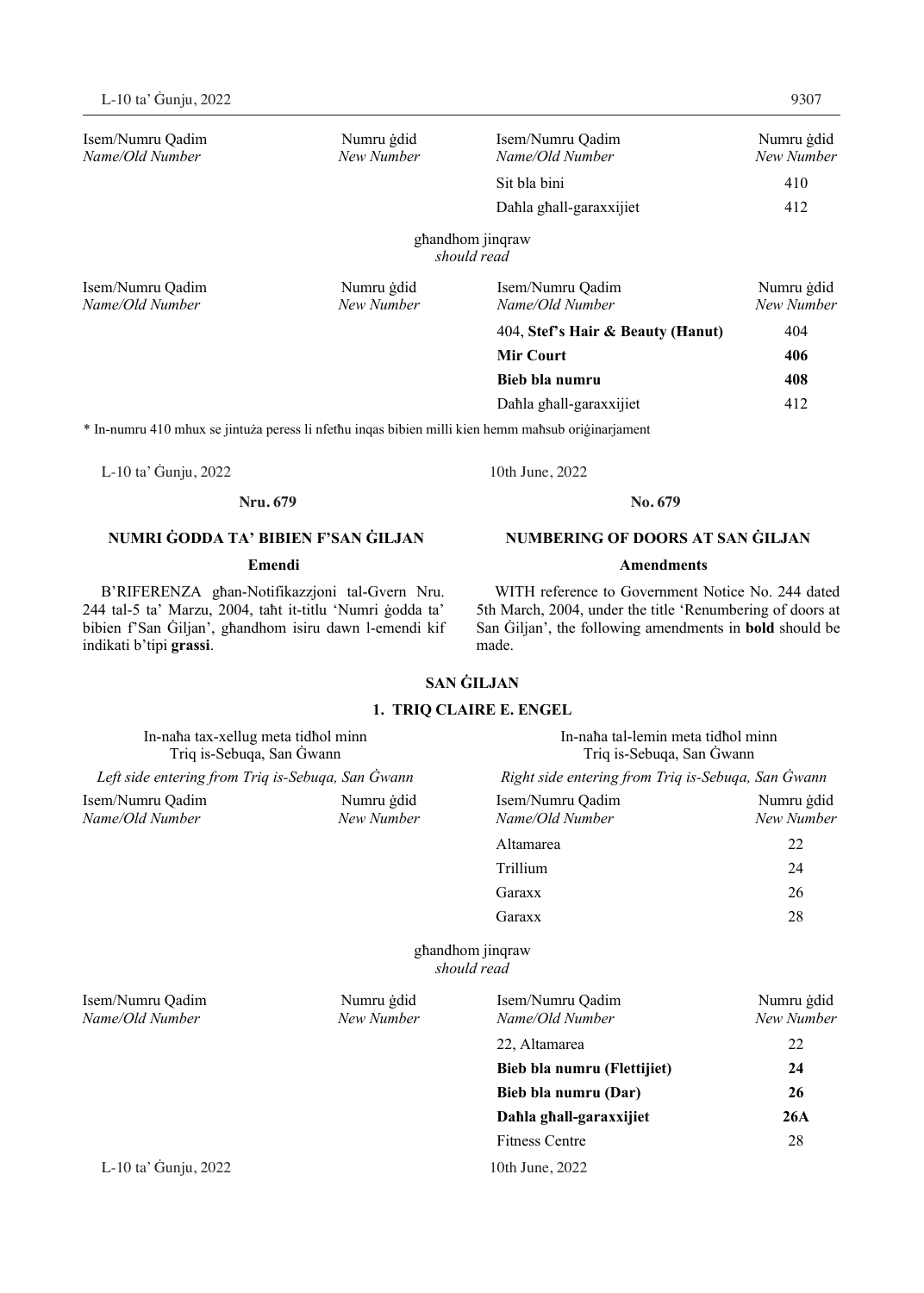| Isem/Numru Qadim *Name/Old Number* | Numru ġdid *New Number* | Isem/Numru Qadim *Name/Old Number* | Numru ġdid *New Number* |
|---|---|---|---|
| | | Sit bla bini | 410 |
| | | Daħla għall-garaxxijiet | 412 |

għandhom jinqraw
*should read*

| Isem/Numru Qadim *Name/Old Number* | Numru ġdid *New Number* | Isem/Numru Qadim *Name/Old Number* | Numru ġdid *New Number* |
|---|---|---|---|
| | | 404, **Stef's Hair & Beauty (Ħanut)** | 404 |
| | | **Mir Court** | **406** |
| | | **Bieb bla numru** | **408** |
| | | Daħla għall-garaxxijiet | 412 |

* In-numru 410 mhux se jintuża peress li nfetħu inqas bibien milli kien hemm maħsub oriġinarjament

L-10 ta' Ġunju, 2022

10th June, 2022

**Nru. 679**

**NUMRI ĠODDA TA' BIBIEN F'SAN ĠILJAN**

**Emendi**

B'RIFERENZA għan-Notifikazzjoni tal-Gvern Nru. 244 tal-5 ta' Marzu, 2004, taħt it-titlu 'Numri ġodda ta' bibien f'San Ġiljan', għandhom isiru dawn l-emendi kif indikati b'tipi **grassi**.

**No. 679**

**NUMBERING OF DOORS AT SAN ĠILJAN**

**Amendments**

WITH reference to Government Notice No. 244 dated 5th March, 2004, under the title 'Renumbering of doors at San Ġiljan', the following amendments in **bold** should be made.

**SAN ĠILJAN**

**1. TRIQ CLAIRE E. ENGEL**

| In-naħa tax-xellug meta tidħol minn Triq is-Sebuqa, San Ġwann *Left side entering from Triq is-Sebuqa, San Ġwann* | | In-naħa tal-lemin meta tidħol minn Triq is-Sebuqa, San Ġwann *Right side entering from Triq is-Sebuqa, San Ġwann* | |
|---|---|---|---|
| Isem/Numru Qadim *Name/Old Number* | Numru ġdid *New Number* | Isem/Numru Qadim *Name/Old Number* | Numru ġdid *New Number* |
| | | Altamarea | 22 |
| | | Trillium | 24 |
| | | Garaxx | 26 |
| | | Garaxx | 28 |

għandhom jinqraw
*should read*

| Isem/Numru Qadim *Name/Old Number* | Numru ġdid *New Number* | Isem/Numru Qadim *Name/Old Number* | Numru ġdid *New Number* |
|---|---|---|---|
| | | 22, Altamarea | 22 |
| | | **Bieb bla numru (Flettijiet)** | **24** |
| | | **Bieb bla numru (Dar)** | **26** |
| | | **Daħla għall-garaxxijiet** | **26A** |
| | | Fitness Centre | 28 |

L-10 ta' Ġunju, 2022

10th June, 2022